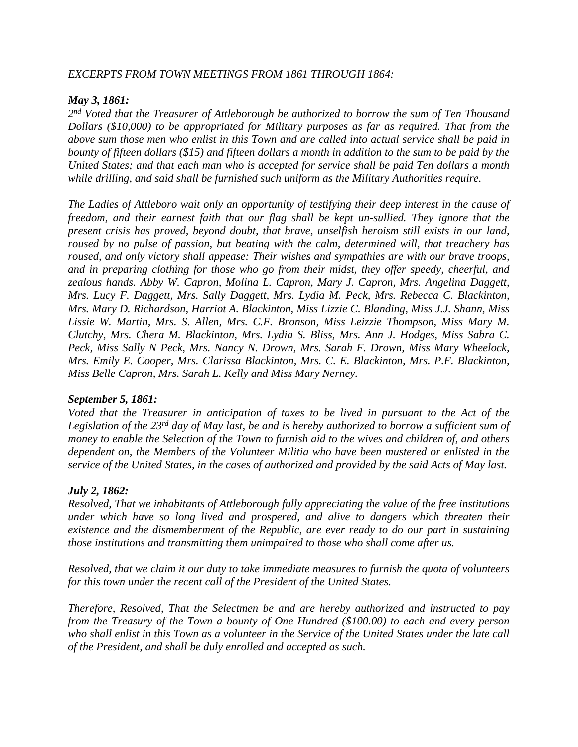*EXCERPTS FROM TOWN MEETINGS FROM 1861 THROUGH 1864:*

***May 3, 1861:***

*2nd Voted that the Treasurer of Attleborough be authorized to borrow the sum of Ten Thousand Dollars ($10,000) to be appropriated for Military purposes as far as required. That from the above sum those men who enlist in this Town and are called into actual service shall be paid in bounty of fifteen dollars ($15) and fifteen dollars a month in addition to the sum to be paid by the United States; and that each man who is accepted for service shall be paid Ten dollars a month while drilling, and said shall be furnished such uniform as the Military Authorities require.*

*The Ladies of Attleboro wait only an opportunity of testifying their deep interest in the cause of freedom, and their earnest faith that our flag shall be kept un-sullied. They ignore that the present crisis has proved, beyond doubt, that brave, unselfish heroism still exists in our land, roused by no pulse of passion, but beating with the calm, determined will, that treachery has roused, and only victory shall appease: Their wishes and sympathies are with our brave troops, and in preparing clothing for those who go from their midst, they offer speedy, cheerful, and zealous hands. Abby W. Capron, Molina L. Capron, Mary J. Capron, Mrs. Angelina Daggett, Mrs. Lucy F. Daggett, Mrs. Sally Daggett, Mrs. Lydia M. Peck, Mrs. Rebecca C. Blackinton, Mrs. Mary D. Richardson, Harriot A. Blackinton, Miss Lizzie C. Blanding, Miss J.J. Shann, Miss Lissie W. Martin, Mrs. S. Allen, Mrs. C.F. Bronson, Miss Leizzie Thompson, Miss Mary M. Clutchy, Mrs. Chera M. Blackinton, Mrs. Lydia S. Bliss, Mrs. Ann J. Hodges, Miss Sabra C. Peck, Miss Sally N Peck, Mrs. Nancy N. Drown, Mrs. Sarah F. Drown, Miss Mary Wheelock, Mrs. Emily E. Cooper, Mrs. Clarissa Blackinton, Mrs. C. E. Blackinton, Mrs. P.F. Blackinton, Miss Belle Capron, Mrs. Sarah L. Kelly and Miss Mary Nerney.*

***September 5, 1861:***

*Voted that the Treasurer in anticipation of taxes to be lived in pursuant to the Act of the Legislation of the 23rd day of May last, be and is hereby authorized to borrow a sufficient sum of money to enable the Selection of the Town to furnish aid to the wives and children of, and others dependent on, the Members of the Volunteer Militia who have been mustered or enlisted in the service of the United States, in the cases of authorized and provided by the said Acts of May last.*

***July 2, 1862:***

*Resolved, That we inhabitants of Attleborough fully appreciating the value of the free institutions under which have so long lived and prospered, and alive to dangers which threaten their existence and the dismemberment of the Republic, are ever ready to do our part in sustaining those institutions and transmitting them unimpaired to those who shall come after us.*

*Resolved, that we claim it our duty to take immediate measures to furnish the quota of volunteers for this town under the recent call of the President of the United States.*

*Therefore, Resolved, That the Selectmen be and are hereby authorized and instructed to pay from the Treasury of the Town a bounty of One Hundred ($100.00) to each and every person who shall enlist in this Town as a volunteer in the Service of the United States under the late call of the President, and shall be duly enrolled and accepted as such.*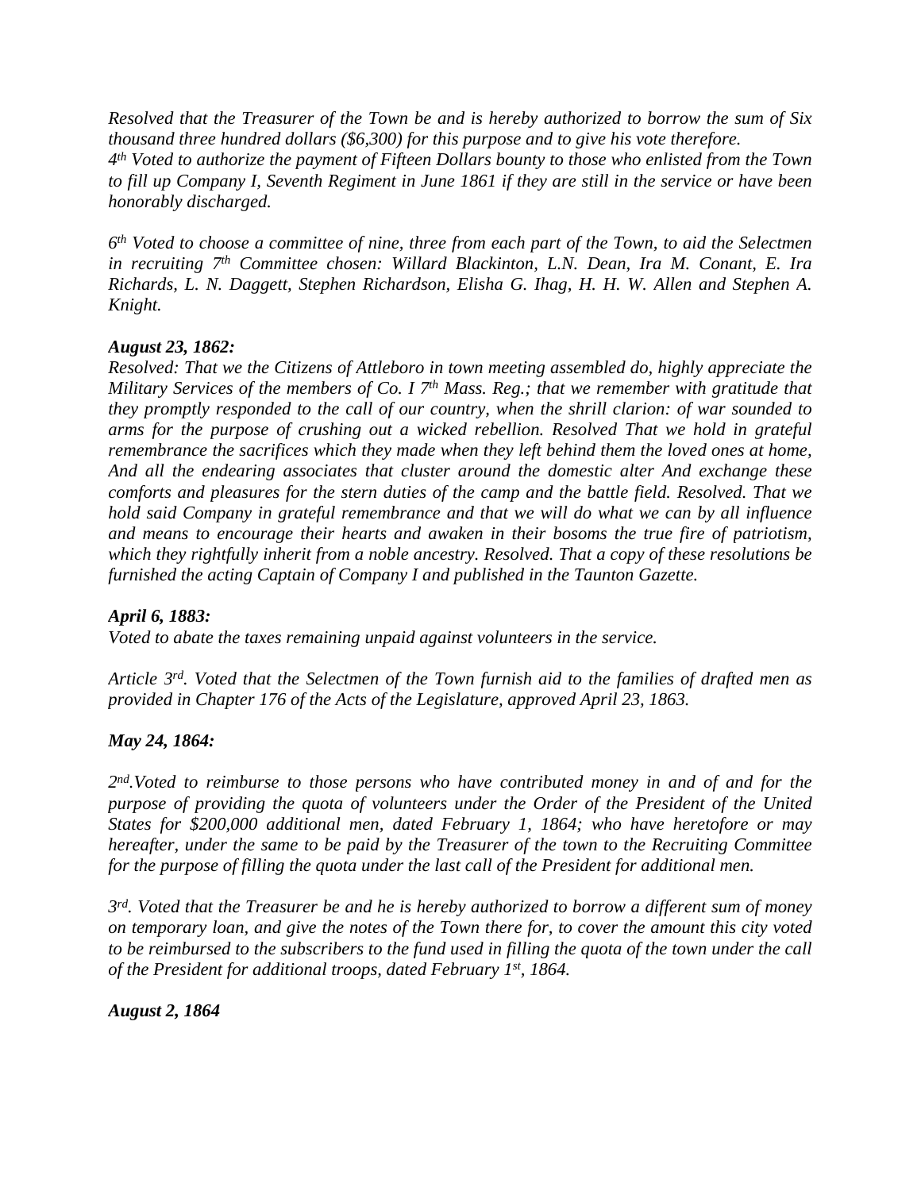*Resolved that the Treasurer of the Town be and is hereby authorized to borrow the sum of Six thousand three hundred dollars ($6,300) for this purpose and to give his vote therefore.*
*4th Voted to authorize the payment of Fifteen Dollars bounty to those who enlisted from the Town to fill up Company I, Seventh Regiment in June 1861 if they are still in the service or have been honorably discharged.*

*6th Voted to choose a committee of nine, three from each part of the Town, to aid the Selectmen in recruiting 7th Committee chosen: Willard Blackinton, L.N. Dean, Ira M. Conant, E. Ira Richards, L. N. Daggett, Stephen Richardson, Elisha G. Ihag, H. H. W. Allen and Stephen A. Knight.*

***August 23, 1862:***
*Resolved: That we the Citizens of Attleboro in town meeting assembled do, highly appreciate the Military Services of the members of Co. I 7th Mass. Reg.; that we remember with gratitude that they promptly responded to the call of our country, when the shrill clarion: of war sounded to arms for the purpose of crushing out a wicked rebellion. Resolved That we hold in grateful remembrance the sacrifices which they made when they left behind them the loved ones at home, And all the endearing associates that cluster around the domestic alter And exchange these comforts and pleasures for the stern duties of the camp and the battle field. Resolved. That we hold said Company in grateful remembrance and that we will do what we can by all influence and means to encourage their hearts and awaken in their bosoms the true fire of patriotism, which they rightfully inherit from a noble ancestry. Resolved. That a copy of these resolutions be furnished the acting Captain of Company I and published in the Taunton Gazette.*

***April 6, 1883:***
*Voted to abate the taxes remaining unpaid against volunteers in the service.*

*Article 3rd. Voted that the Selectmen of the Town furnish aid to the families of drafted men as provided in Chapter 176 of the Acts of the Legislature, approved April 23, 1863.*

***May 24, 1864:***

*2nd.Voted to reimburse to those persons who have contributed money in and of and for the purpose of providing the quota of volunteers under the Order of the President of the United States for $200,000 additional men, dated February 1, 1864; who have heretofore or may hereafter, under the same to be paid by the Treasurer of the town to the Recruiting Committee for the purpose of filling the quota under the last call of the President for additional men.*

*3rd. Voted that the Treasurer be and he is hereby authorized to borrow a different sum of money on temporary loan, and give the notes of the Town there for, to cover the amount this city voted to be reimbursed to the subscribers to the fund used in filling the quota of the town under the call of the President for additional troops, dated February 1st, 1864.*

***August 2, 1864***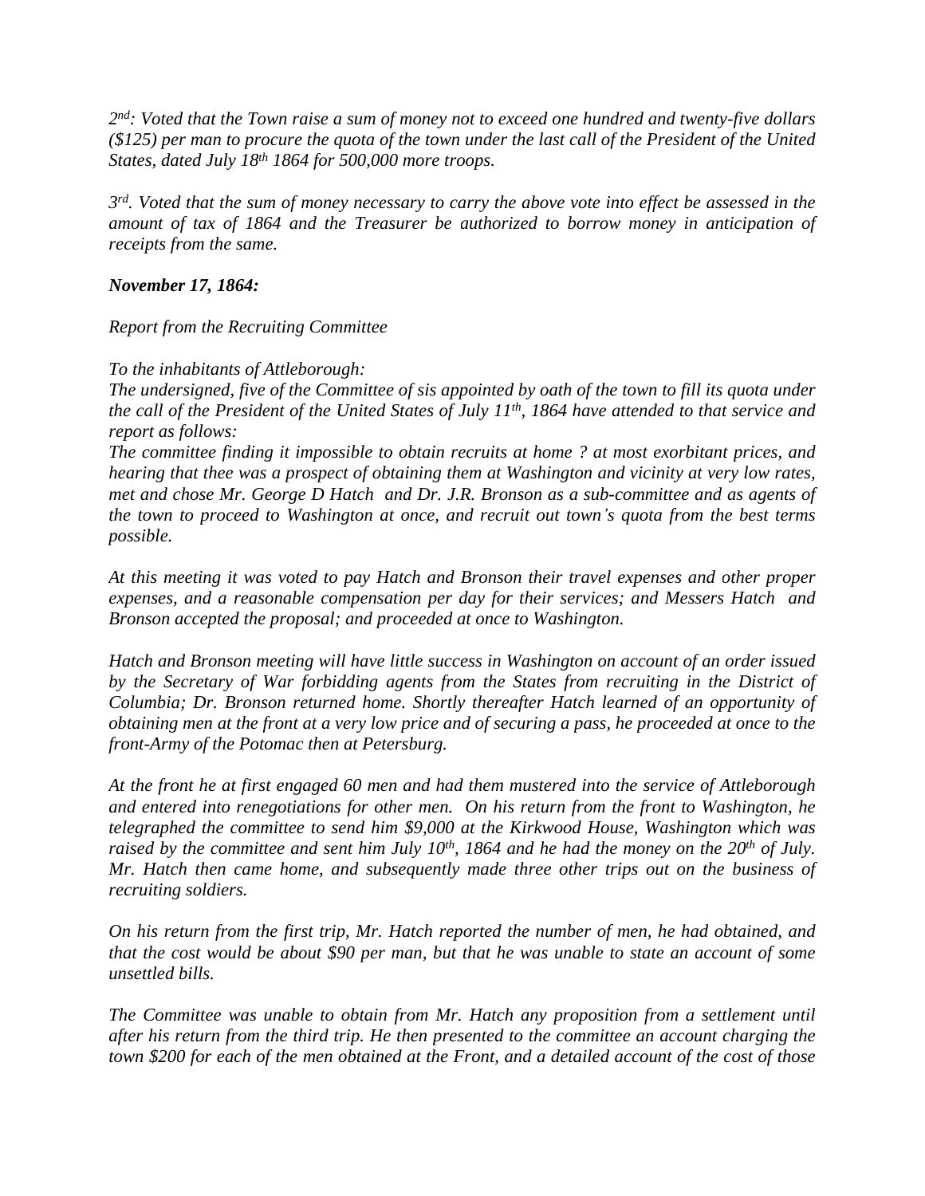*2nd: Voted that the Town raise a sum of money not to exceed one hundred and twenty-five dollars ($125) per man to procure the quota of the town under the last call of the President of the United States, dated July 18th 1864 for 500,000 more troops.*

*3rd. Voted that the sum of money necessary to carry the above vote into effect be assessed in the amount of tax of 1864 and the Treasurer be authorized to borrow money in anticipation of receipts from the same.*

***November 17, 1864:***

*Report from the Recruiting Committee*

*To the inhabitants of Attleborough:*
*The undersigned, five of the Committee of sis appointed by oath of the town to fill its quota under the call of the President of the United States of July 11th, 1864 have attended to that service and report as follows:*
*The committee finding it impossible to obtain recruits at home ? at most exorbitant prices, and hearing that thee was a prospect of obtaining them at Washington and vicinity at very low rates, met and chose Mr. George D Hatch and Dr. J.R. Bronson as a sub-committee and as agents of the town to proceed to Washington at once, and recruit out town's quota from the best terms possible.*

*At this meeting it was voted to pay Hatch and Bronson their travel expenses and other proper expenses, and a reasonable compensation per day for their services; and Messers Hatch and Bronson accepted the proposal; and proceeded at once to Washington.*

*Hatch and Bronson meeting will have little success in Washington on account of an order issued by the Secretary of War forbidding agents from the States from recruiting in the District of Columbia; Dr. Bronson returned home. Shortly thereafter Hatch learned of an opportunity of obtaining men at the front at a very low price and of securing a pass, he proceeded at once to the front-Army of the Potomac then at Petersburg.*

*At the front he at first engaged 60 men and had them mustered into the service of Attleborough and entered into renegotiations for other men. On his return from the front to Washington, he telegraphed the committee to send him $9,000 at the Kirkwood House, Washington which was raised by the committee and sent him July 10th, 1864 and he had the money on the 20th of July. Mr. Hatch then came home, and subsequently made three other trips out on the business of recruiting soldiers.*

*On his return from the first trip, Mr. Hatch reported the number of men, he had obtained, and that the cost would be about $90 per man, but that he was unable to state an account of some unsettled bills.*

*The Committee was unable to obtain from Mr. Hatch any proposition from a settlement until after his return from the third trip. He then presented to the committee an account charging the town $200 for each of the men obtained at the Front, and a detailed account of the cost of those*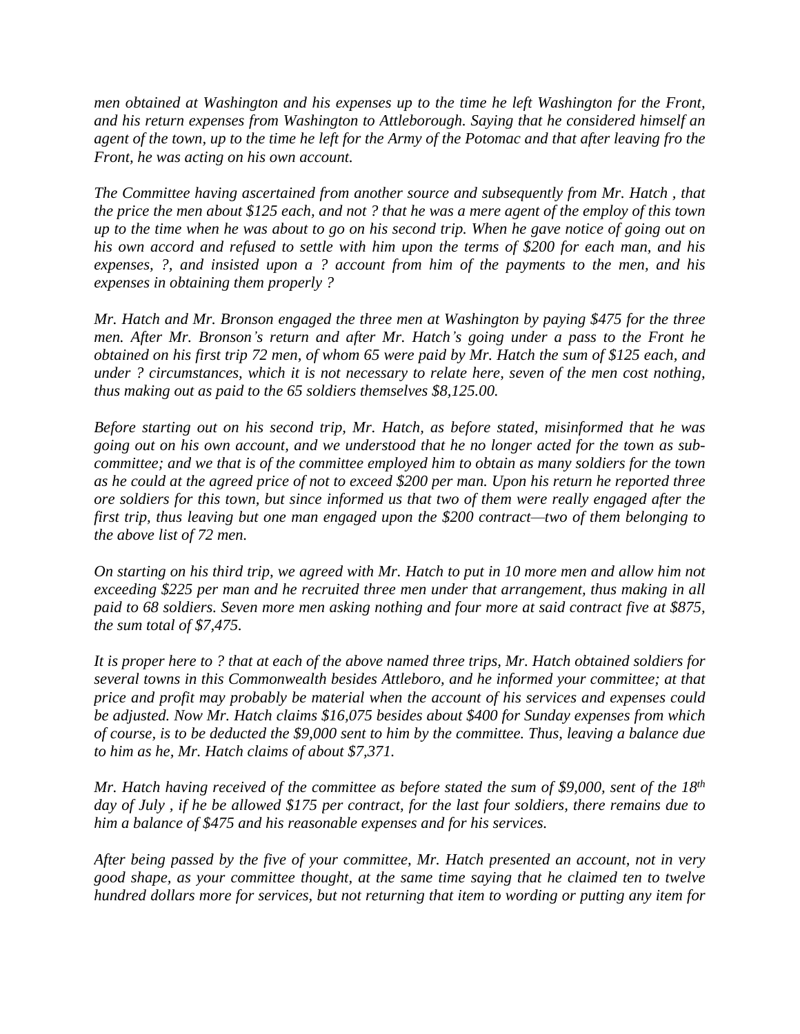*men obtained at Washington and his expenses up to the time he left Washington for the Front, and his return expenses from Washington to Attleborough. Saying that he considered himself an agent of the town, up to the time he left for the Army of the Potomac and that after leaving fro the Front, he was acting on his own account.*

*The Committee having ascertained from another source and subsequently from Mr. Hatch , that the price the men about $125 each, and not ? that he was a mere agent of the employ of this town up to the time when he was about to go on his second trip. When he gave notice of going out on his own accord and refused to settle with him upon the terms of $200 for each man, and his expenses, ?, and insisted upon a ? account from him of the payments to the men, and his expenses in obtaining them properly ?*

*Mr. Hatch and Mr. Bronson engaged the three men at Washington by paying $475 for the three men. After Mr. Bronson's return and after Mr. Hatch's going under a pass to the Front he obtained on his first trip 72 men, of whom 65 were paid by Mr. Hatch the sum of $125 each, and under ? circumstances, which it is not necessary to relate here, seven of the men cost nothing, thus making out as paid to the 65 soldiers themselves $8,125.00.*

*Before starting out on his second trip, Mr. Hatch, as before stated, misinformed that he was going out on his own account, and we understood that he no longer acted for the town as sub-committee; and we that is of the committee employed him to obtain as many soldiers for the town as he could at the agreed price of not to exceed $200 per man. Upon his return he reported three ore soldiers for this town, but since informed us that two of them were really engaged after the first trip, thus leaving but one man engaged upon the $200 contract—two of them belonging to the above list of 72 men.*

*On starting on his third trip, we agreed with Mr. Hatch to put in 10 more men and allow him not exceeding $225 per man and he recruited three men under that arrangement, thus making in all paid to 68 soldiers. Seven more men asking nothing and four more at said contract five at $875, the sum total of $7,475.*

*It is proper here to ? that at each of the above named three trips, Mr. Hatch obtained soldiers for several towns in this Commonwealth besides Attleboro, and he informed your committee; at that price and profit may probably be material when the account of his services and expenses could be adjusted. Now Mr. Hatch claims $16,075 besides about $400 for Sunday expenses from which of course, is to be deducted the $9,000 sent to him by the committee. Thus, leaving a balance due to him as he, Mr. Hatch claims of about $7,371.*

*Mr. Hatch having received of the committee as before stated the sum of $9,000, sent of the 18th day of July , if he be allowed $175 per contract, for the last four soldiers, there remains due to him a balance of $475 and his reasonable expenses and for his services.*

*After being passed by the five of your committee, Mr. Hatch presented an account, not in very good shape, as your committee thought, at the same time saying that he claimed ten to twelve hundred dollars more for services, but not returning that item to wording or putting any item for*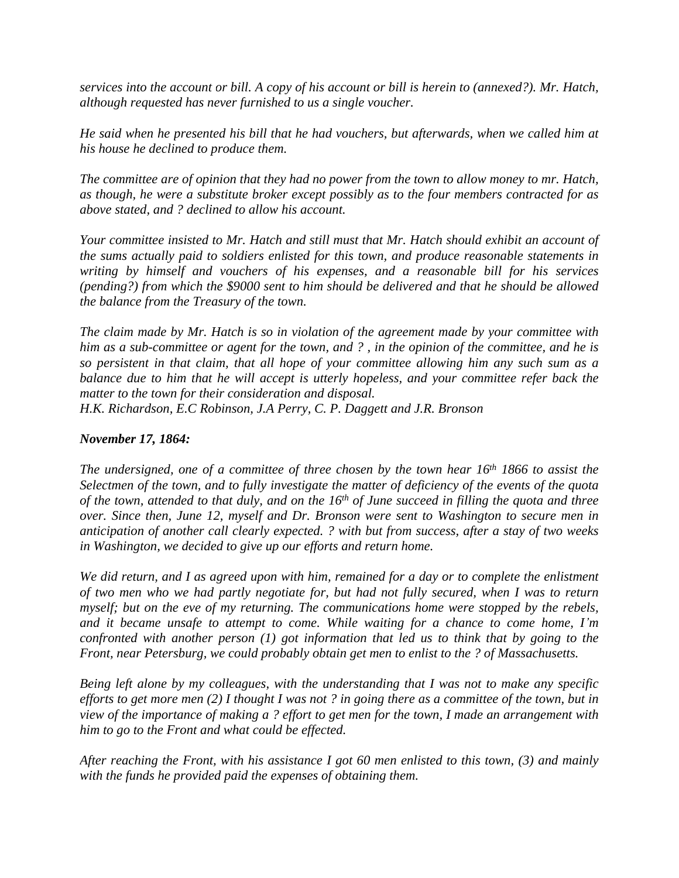*services into the account or bill. A copy of his account or bill is herein to (annexed?). Mr. Hatch, although requested has never furnished to us a single voucher.*

*He said when he presented his bill that he had vouchers, but afterwards, when we called him at his house he declined to produce them.*

*The committee are of opinion that they had no power from the town to allow money to mr. Hatch, as though, he were a substitute broker except possibly as to the four members contracted for as above stated, and ? declined to allow his account.*

*Your committee insisted to Mr. Hatch and still must that Mr. Hatch should exhibit an account of the sums actually paid to soldiers enlisted for this town, and produce reasonable statements in writing by himself and vouchers of his expenses, and a reasonable bill for his services (pending?) from which the $9000 sent to him should be delivered and that he should be allowed the balance from the Treasury of the town.*

*The claim made by Mr. Hatch is so in violation of the agreement made by your committee with him as a sub-committee or agent for the town, and ? , in the opinion of the committee, and he is so persistent in that claim, that all hope of your committee allowing him any such sum as a balance due to him that he will accept is utterly hopeless, and your committee refer back the matter to the town for their consideration and disposal.*
*H.K. Richardson, E.C Robinson, J.A Perry, C. P. Daggett and J.R. Bronson*

***November 17, 1864:***

*The undersigned, one of a committee of three chosen by the town hear 16th 1866 to assist the Selectmen of the town, and to fully investigate the matter of deficiency of the events of the quota of the town, attended to that duly, and on the 16th of June succeed in filling the quota and three over. Since then, June 12, myself and Dr. Bronson were sent to Washington to secure men in anticipation of another call clearly expected. ? with but from success, after a stay of two weeks in Washington, we decided to give up our efforts and return home.*

*We did return, and I as agreed upon with him, remained for a day or to complete the enlistment of two men who we had partly negotiate for, but had not fully secured, when I was to return myself; but on the eve of my returning. The communications home were stopped by the rebels, and it became unsafe to attempt to come. While waiting for a chance to come home, I'm confronted with another person (1) got information that led us to think that by going to the Front, near Petersburg, we could probably obtain get men to enlist to the ? of Massachusetts.*

*Being left alone by my colleagues, with the understanding that I was not to make any specific efforts to get more men (2) I thought I was not ? in going there as a committee of the town, but in view of the importance of making a ? effort to get men for the town, I made an arrangement with him to go to the Front and what could be effected.*

*After reaching the Front, with his assistance I got 60 men enlisted to this town, (3) and mainly with the funds he provided paid the expenses of obtaining them.*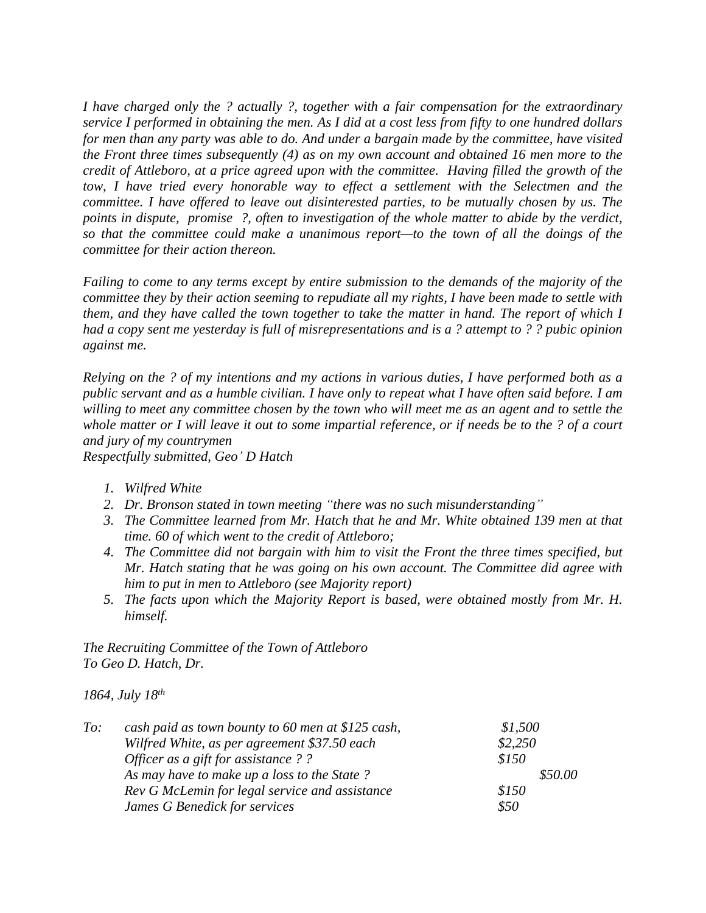*I have charged only the ? actually ?, together with a fair compensation for the extraordinary service I performed in obtaining the men. As I did at a cost less from fifty to one hundred dollars for men than any party was able to do. And under a bargain made by the committee, have visited the Front three times subsequently (4) as on my own account and obtained 16 men more to the credit of Attleboro, at a price agreed upon with the committee. Having filled the growth of the tow, I have tried every honorable way to effect a settlement with the Selectmen and the committee. I have offered to leave out disinterested parties, to be mutually chosen by us. The points in dispute, promise ?, often to investigation of the whole matter to abide by the verdict, so that the committee could make a unanimous report—to the town of all the doings of the committee for their action thereon.*

*Failing to come to any terms except by entire submission to the demands of the majority of the committee they by their action seeming to repudiate all my rights, I have been made to settle with them, and they have called the town together to take the matter in hand. The report of which I had a copy sent me yesterday is full of misrepresentations and is a ? attempt to ? ? pubic opinion against me.*

*Relying on the ? of my intentions and my actions in various duties, I have performed both as a public servant and as a humble civilian. I have only to repeat what I have often said before. I am willing to meet any committee chosen by the town who will meet me as an agent and to settle the whole matter or I will leave it out to some impartial reference, or if needs be to the ? of a court and jury of my countrymen*
*Respectfully submitted, Geo' D Hatch*

1. *Wilfred White*
2. *Dr. Bronson stated in town meeting "there was no such misunderstanding"*
3. *The Committee learned from Mr. Hatch that he and Mr. White obtained 139 men at that time. 60 of which went to the credit of Attleboro;*
4. *The Committee did not bargain with him to visit the Front the three times specified, but Mr. Hatch stating that he was going on his own account. The Committee did agree with him to put in men to Attleboro (see Majority report)*
5. *The facts upon which the Majority Report is based, were obtained mostly from Mr. H. himself.*

*The Recruiting Committee of the Town of Attleboro*
*To Geo D. Hatch, Dr.*

*1864, July 18th*

| | | |
|---|---|---|
| *To:* | *cash paid as town bounty to 60 men at $125 cash,* | *$1,500* |
| | *Wilfred White, as per agreement $37.50 each* | *$2,250* |
| | *Officer as a gift for assistance ? ?* | *$150* |
| | *As may have to make up a loss to the State ?* | *$50.00* |
| | *Rev G McLemin for legal service and assistance* | *$150* |
| | *James G Benedick for services* | *$50* |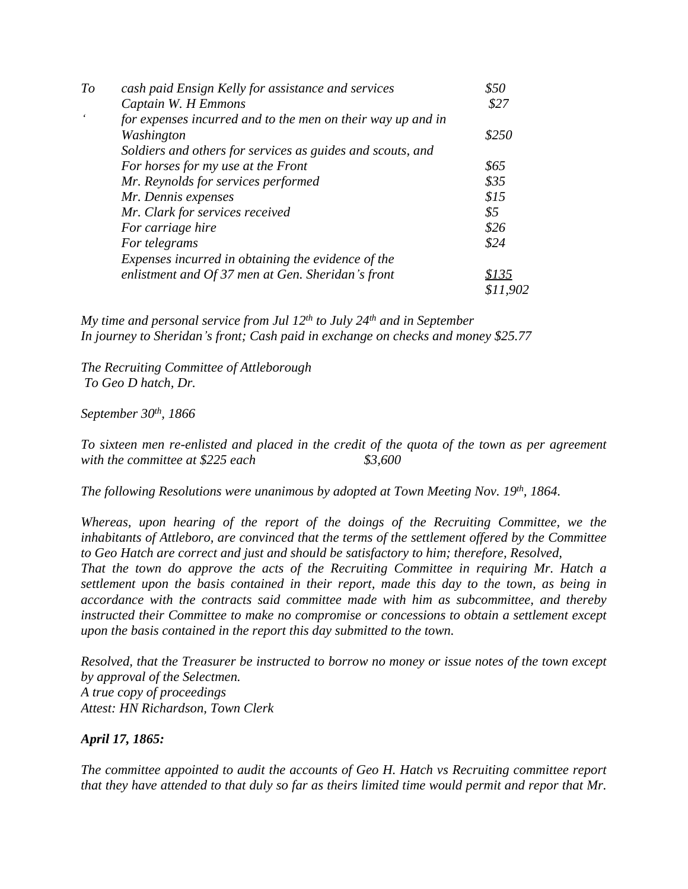| | | |
|---|---|---|
| *To* | *cash paid Ensign Kelly for assistance and services* | *$50* |
| | *Captain W. H Emmons* | *$27* |
| *'* | *for expenses incurred and to the men on their way up and in Washington* | *$250* |
| | *Soldiers and others for services as guides and scouts, and For horses for my use at the Front* | *$65* |
| | *Mr. Reynolds for services performed* | *$35* |
| | *Mr. Dennis expenses* | *$15* |
| | *Mr. Clark for services received* | *$5* |
| | *For carriage hire* | *$26* |
| | *For telegrams* | *$24* |
| | *Expenses incurred in obtaining the evidence of the enlistment and Of 37 men at Gen. Sheridan's front* | *<u>$135</u>* |
| | | *$11,902* |

*My time and personal service from Jul 12th to July 24th and in September*
*In journey to Sheridan's front; Cash paid in exchange on checks and money $25.77*

*The Recruiting Committee of Attleborough*
*To Geo D hatch, Dr.*

*September 30th, 1866*

*To sixteen men re-enlisted and placed in the credit of the quota of the town as per agreement with the committee at $225 each $3,600*

*The following Resolutions were unanimous by adopted at Town Meeting Nov. 19th, 1864.*

*Whereas, upon hearing of the report of the doings of the Recruiting Committee, we the inhabitants of Attleboro, are convinced that the terms of the settlement offered by the Committee to Geo Hatch are correct and just and should be satisfactory to him; therefore, Resolved,*
*That the town do approve the acts of the Recruiting Committee in requiring Mr. Hatch a settlement upon the basis contained in their report, made this day to the town, as being in accordance with the contracts said committee made with him as subcommittee, and thereby instructed their Committee to make no compromise or concessions to obtain a settlement except upon the basis contained in the report this day submitted to the town.*

*Resolved, that the Treasurer be instructed to borrow no money or issue notes of the town except by approval of the Selectmen.*
*A true copy of proceedings*
*Attest: HN Richardson, Town Clerk*

***April 17, 1865:***

*The committee appointed to audit the accounts of Geo H. Hatch vs Recruiting committee report that they have attended to that duly so far as theirs limited time would permit and repor that Mr.*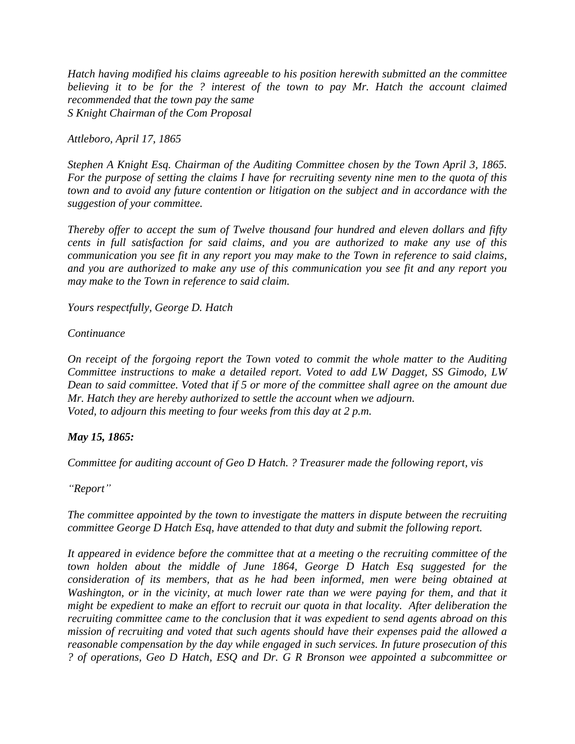*Hatch having modified his claims agreeable to his position herewith submitted an the committee believing it to be for the ? interest of the town to pay Mr. Hatch the account claimed recommended that the town pay the same*
*S Knight Chairman of the Com Proposal*

*Attleboro, April 17, 1865*

*Stephen A Knight Esq. Chairman of the Auditing Committee chosen by the Town April 3, 1865. For the purpose of setting the claims I have for recruiting seventy nine men to the quota of this town and to avoid any future contention or litigation on the subject and in accordance with the suggestion of your committee.*

*Thereby offer to accept the sum of Twelve thousand four hundred and eleven dollars and fifty cents in full satisfaction for said claims, and you are authorized to make any use of this communication you see fit in any report you may make to the Town in reference to said claims, and you are authorized to make any use of this communication you see fit and any report you may make to the Town in reference to said claim.*

*Yours respectfully, George D. Hatch*

*Continuance*

*On receipt of the forgoing report the Town voted to commit the whole matter to the Auditing Committee instructions to make a detailed report. Voted to add LW Dagget, SS Gimodo, LW Dean to said committee. Voted that if 5 or more of the committee shall agree on the amount due Mr. Hatch they are hereby authorized to settle the account when we adjourn.*
*Voted, to adjourn this meeting to four weeks from this day at 2 p.m.*

***May 15, 1865:***

*Committee for auditing account of Geo D Hatch. ? Treasurer made the following report, vis*

*"Report"*

*The committee appointed by the town to investigate the matters in dispute between the recruiting committee George D Hatch Esq, have attended to that duty and submit the following report.*

*It appeared in evidence before the committee that at a meeting o the recruiting committee of the town holden about the middle of June 1864, George D Hatch Esq suggested for the consideration of its members, that as he had been informed, men were being obtained at Washington, or in the vicinity, at much lower rate than we were paying for them, and that it might be expedient to make an effort to recruit our quota in that locality. After deliberation the recruiting committee came to the conclusion that it was expedient to send agents abroad on this mission of recruiting and voted that such agents should have their expenses paid the allowed a reasonable compensation by the day while engaged in such services. In future prosecution of this ? of operations, Geo D Hatch, ESQ and Dr. G R Bronson wee appointed a subcommittee or*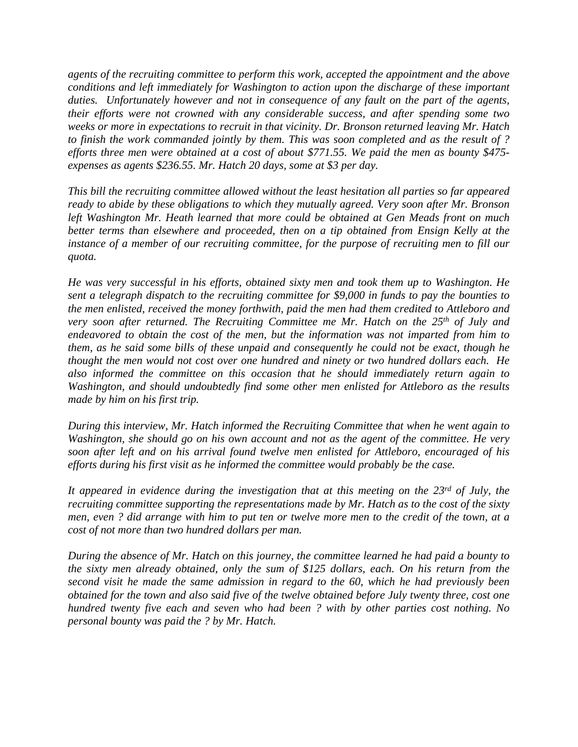*agents of the recruiting committee to perform this work, accepted the appointment and the above conditions and left immediately for Washington to action upon the discharge of these important duties. Unfortunately however and not in consequence of any fault on the part of the agents, their efforts were not crowned with any considerable success, and after spending some two weeks or more in expectations to recruit in that vicinity. Dr. Bronson returned leaving Mr. Hatch to finish the work commanded jointly by them. This was soon completed and as the result of ? efforts three men were obtained at a cost of about $771.55. We paid the men as bounty $475- expenses as agents $236.55. Mr. Hatch 20 days, some at $3 per day.*

*This bill the recruiting committee allowed without the least hesitation all parties so far appeared ready to abide by these obligations to which they mutually agreed. Very soon after Mr. Bronson left Washington Mr. Heath learned that more could be obtained at Gen Meads front on much better terms than elsewhere and proceeded, then on a tip obtained from Ensign Kelly at the instance of a member of our recruiting committee, for the purpose of recruiting men to fill our quota.*

*He was very successful in his efforts, obtained sixty men and took them up to Washington. He sent a telegraph dispatch to the recruiting committee for $9,000 in funds to pay the bounties to the men enlisted, received the money forthwith, paid the men had them credited to Attleboro and very soon after returned. The Recruiting Committee me Mr. Hatch on the 25th of July and endeavored to obtain the cost of the men, but the information was not imparted from him to them, as he said some bills of these unpaid and consequently he could not be exact, though he thought the men would not cost over one hundred and ninety or two hundred dollars each. He also informed the committee on this occasion that he should immediately return again to Washington, and should undoubtedly find some other men enlisted for Attleboro as the results made by him on his first trip.*

*During this interview, Mr. Hatch informed the Recruiting Committee that when he went again to Washington, she should go on his own account and not as the agent of the committee. He very soon after left and on his arrival found twelve men enlisted for Attleboro, encouraged of his efforts during his first visit as he informed the committee would probably be the case.*

*It appeared in evidence during the investigation that at this meeting on the 23rd of July, the recruiting committee supporting the representations made by Mr. Hatch as to the cost of the sixty men, even ? did arrange with him to put ten or twelve more men to the credit of the town, at a cost of not more than two hundred dollars per man.*

*During the absence of Mr. Hatch on this journey, the committee learned he had paid a bounty to the sixty men already obtained, only the sum of $125 dollars, each. On his return from the second visit he made the same admission in regard to the 60, which he had previously been obtained for the town and also said five of the twelve obtained before July twenty three, cost one hundred twenty five each and seven who had been ? with by other parties cost nothing. No personal bounty was paid the ? by Mr. Hatch.*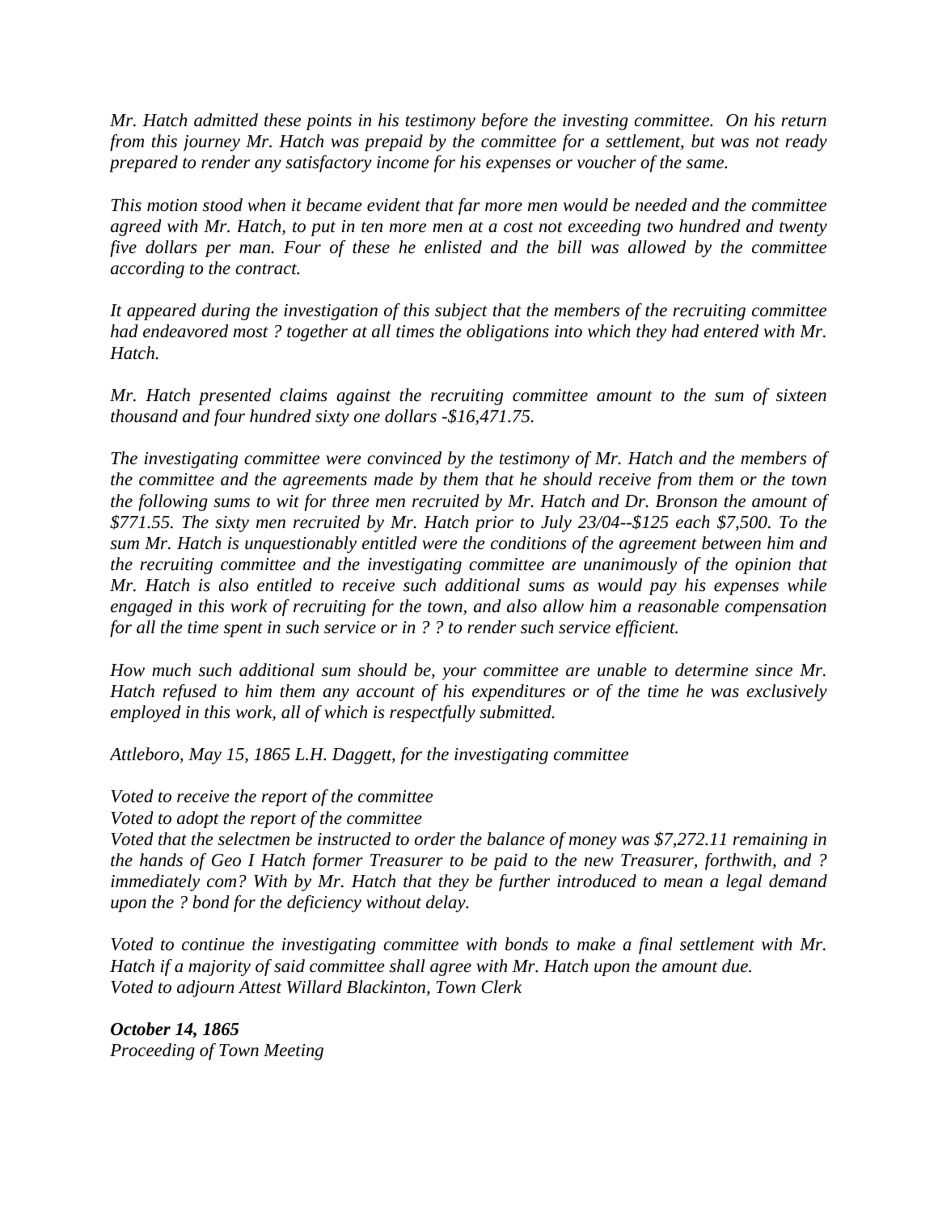*Mr. Hatch admitted these points in his testimony before the investing committee. On his return from this journey Mr. Hatch was prepaid by the committee for a settlement, but was not ready prepared to render any satisfactory income for his expenses or voucher of the same.*

*This motion stood when it became evident that far more men would be needed and the committee agreed with Mr. Hatch, to put in ten more men at a cost not exceeding two hundred and twenty five dollars per man. Four of these he enlisted and the bill was allowed by the committee according to the contract.*

*It appeared during the investigation of this subject that the members of the recruiting committee had endeavored most ? together at all times the obligations into which they had entered with Mr. Hatch.*

*Mr. Hatch presented claims against the recruiting committee amount to the sum of sixteen thousand and four hundred sixty one dollars -$16,471.75.*

*The investigating committee were convinced by the testimony of Mr. Hatch and the members of the committee and the agreements made by them that he should receive from them or the town the following sums to wit for three men recruited by Mr. Hatch and Dr. Bronson the amount of $771.55. The sixty men recruited by Mr. Hatch prior to July 23/04--$125 each $7,500. To the sum Mr. Hatch is unquestionably entitled were the conditions of the agreement between him and the recruiting committee and the investigating committee are unanimously of the opinion that Mr. Hatch is also entitled to receive such additional sums as would pay his expenses while engaged in this work of recruiting for the town, and also allow him a reasonable compensation for all the time spent in such service or in ? ? to render such service efficient.*

*How much such additional sum should be, your committee are unable to determine since Mr. Hatch refused to him them any account of his expenditures or of the time he was exclusively employed in this work, all of which is respectfully submitted.*

*Attleboro, May 15, 1865 L.H. Daggett, for the investigating committee*

*Voted to receive the report of the committee*
*Voted to adopt the report of the committee*
*Voted that the selectmen be instructed to order the balance of money was $7,272.11 remaining in the hands of Geo I Hatch former Treasurer to be paid to the new Treasurer, forthwith, and ? immediately com? With by Mr. Hatch that they be further introduced to mean a legal demand upon the ? bond for the deficiency without delay.*

*Voted to continue the investigating committee with bonds to make a final settlement with Mr. Hatch if a majority of said committee shall agree with Mr. Hatch upon the amount due.*
*Voted to adjourn Attest Willard Blackinton, Town Clerk*

***October 14, 1865***
*Proceeding of Town Meeting*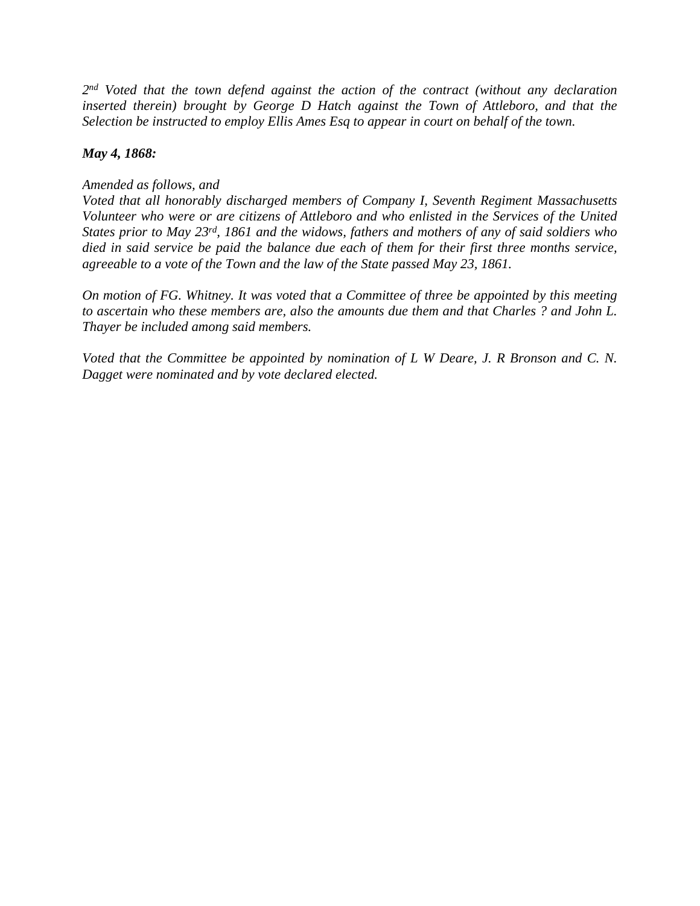*2nd Voted that the town defend against the action of the contract (without any declaration inserted therein) brought by George D Hatch against the Town of Attleboro, and that the Selection be instructed to employ Ellis Ames Esq to appear in court on behalf of the town.*

***May 4, 1868:***

*Amended as follows, and*
*Voted that all honorably discharged members of Company I, Seventh Regiment Massachusetts Volunteer who were or are citizens of Attleboro and who enlisted in the Services of the United States prior to May 23rd, 1861 and the widows, fathers and mothers of any of said soldiers who died in said service be paid the balance due each of them for their first three months service, agreeable to a vote of the Town and the law of the State passed May 23, 1861.*

*On motion of FG. Whitney. It was voted that a Committee of three be appointed by this meeting to ascertain who these members are, also the amounts due them and that Charles ? and John L. Thayer be included among said members.*

*Voted that the Committee be appointed by nomination of L W Deare, J. R Bronson and C. N. Dagget were nominated and by vote declared elected.*